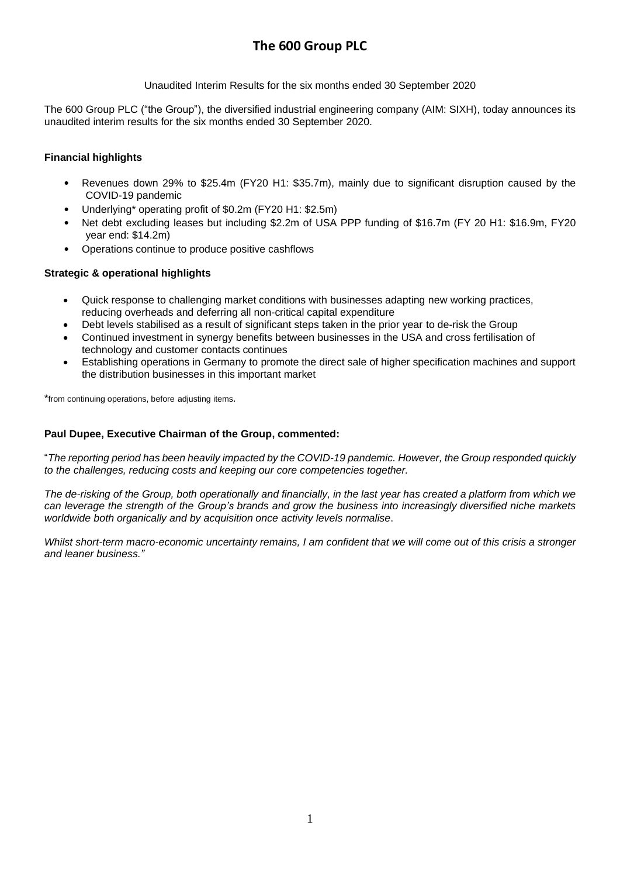# The 600 Group PLC

Unaudited Interim Results for the six months ended 30 September 2020

The 600 Group PLC ("the Group"), the diversified industrial engineering company (AIM: SIXH), today announces its unaudited interim results for the six months ended 30 September 2020.

**Financial highlights**

- Revenues down 29% to $25.4m (FY20 H1: $35.7m), mainly due to significant disruption caused by the COVID-19 pandemic
- Underlying* operating profit of $0.2m (FY20 H1: $2.5m)
- Net debt excluding leases but including $2.2m of USA PPP funding of $16.7m (FY 20 H1: $16.9m, FY20 year end: $14.2m)
- Operations continue to produce positive cashflows

**Strategic & operational highlights**

- Quick response to challenging market conditions with businesses adapting new working practices, reducing overheads and deferring all non-critical capital expenditure
- Debt levels stabilised as a result of significant steps taken in the prior year to de-risk the Group
- Continued investment in synergy benefits between businesses in the USA and cross fertilisation of technology and customer contacts continues
- Establishing operations in Germany to promote the direct sale of higher specification machines and support the distribution businesses in this important market

*from continuing operations, before adjusting items.

**Paul Dupee, Executive Chairman of the Group, commented:**

"*The reporting period has been heavily impacted by the COVID-19 pandemic. However, the Group responded quickly to the challenges, reducing costs and keeping our core competencies together.*

*The de-risking of the Group, both operationally and financially, in the last year has created a platform from which we can leverage the strength of the Group's brands and grow the business into increasingly diversified niche markets worldwide both organically and by acquisition once activity levels normalise*.

*Whilst short-term macro-economic uncertainty remains, I am confident that we will come out of this crisis a stronger and leaner business."*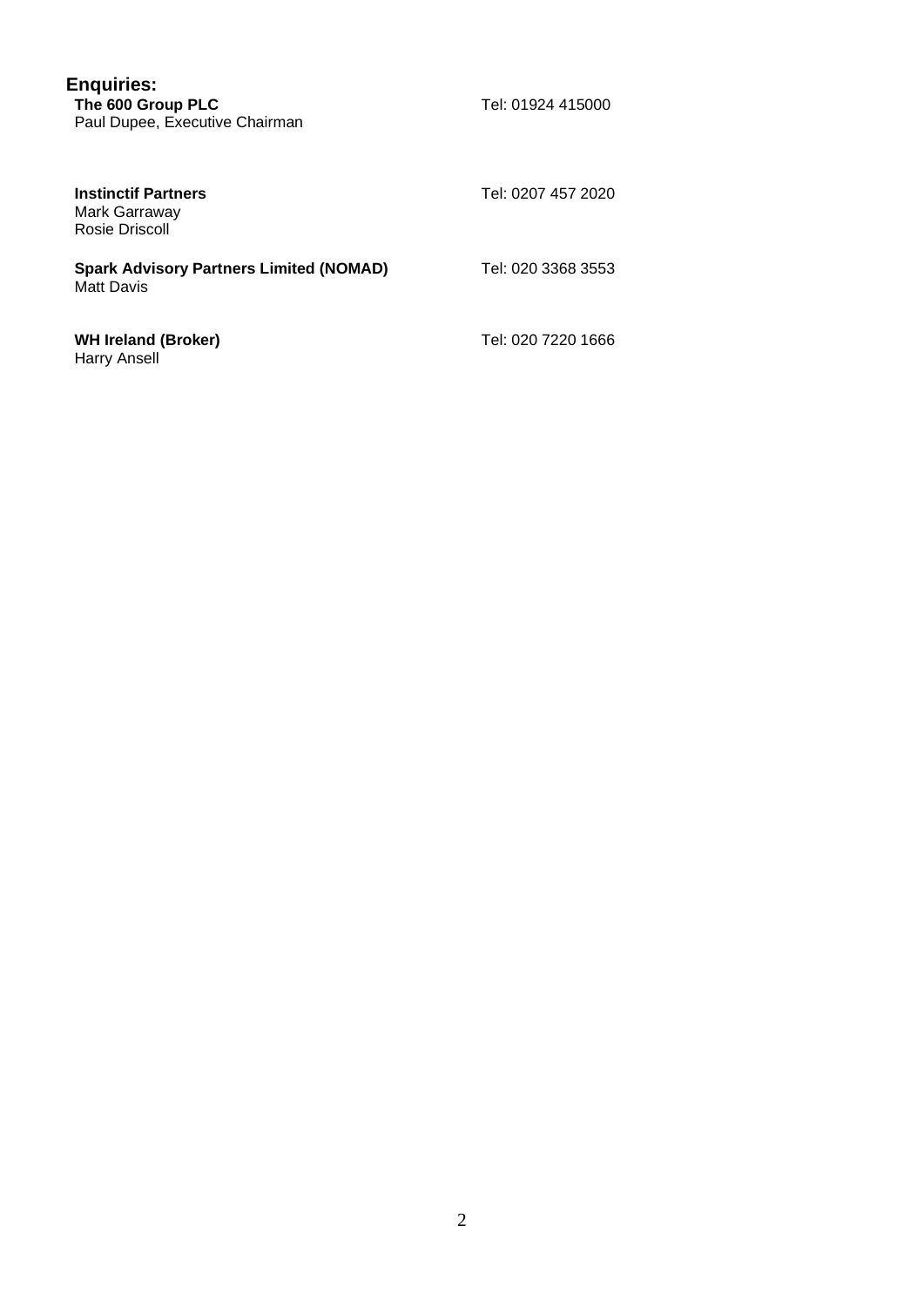**Enquiries:**

| | |
|---|---|
| **The 600 Group PLC**<br>Paul Dupee, Executive Chairman | Tel: 01924 415000 |
| **Instinctif Partners**<br>Mark Garraway<br>Rosie Driscoll | Tel: 0207 457 2020 |
| **Spark Advisory Partners Limited (NOMAD)**<br>Matt Davis | Tel: 020 3368 3553 |
| **WH Ireland (Broker)**<br>Harry Ansell | Tel: 020 7220 1666 |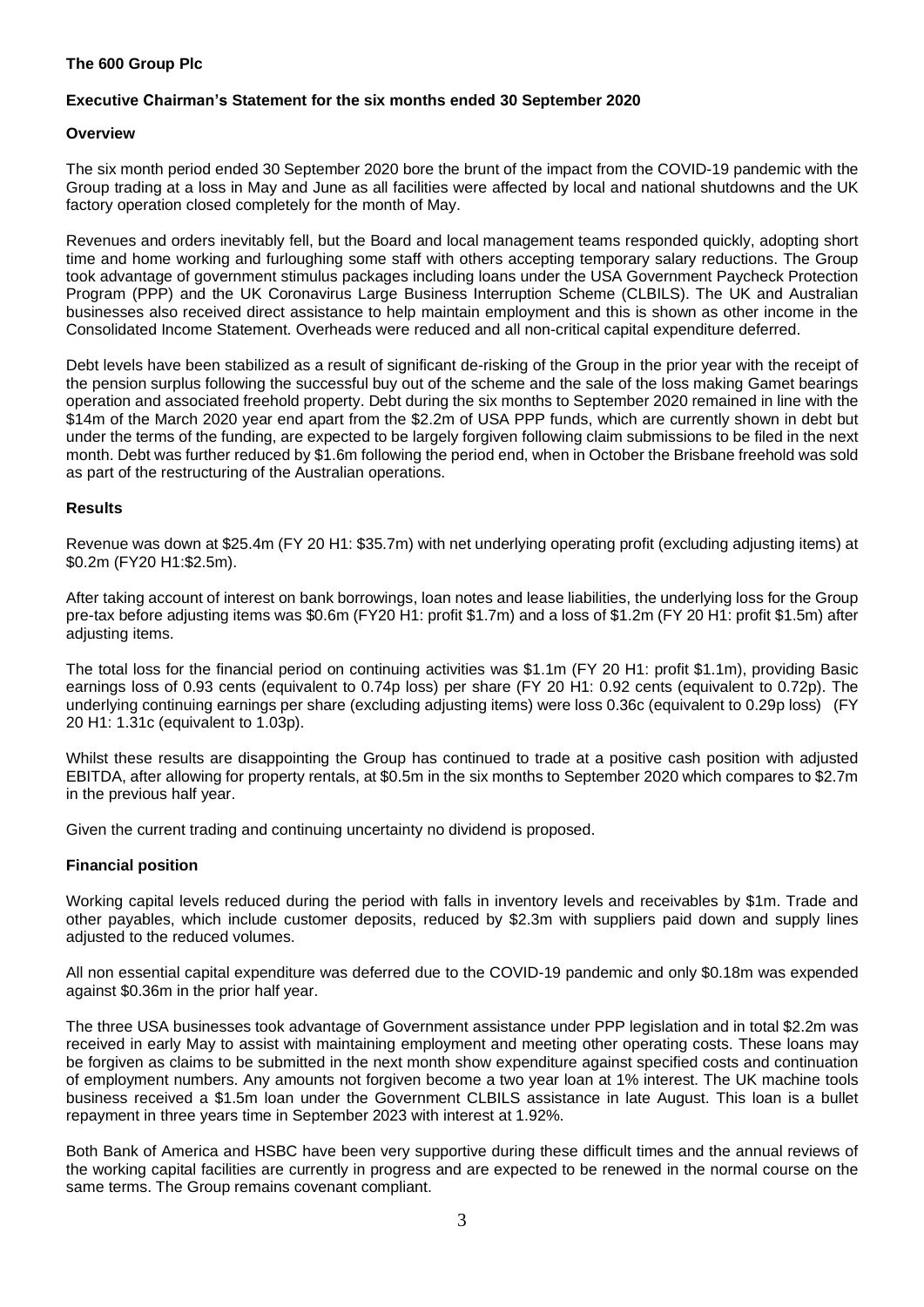**The 600 Group Plc**

**Executive Chairman's Statement for the six months ended 30 September 2020**

**Overview**

The six month period ended 30 September 2020 bore the brunt of the impact from the COVID-19 pandemic with the Group trading at a loss in May and June as all facilities were affected by local and national shutdowns and the UK factory operation closed completely for the month of May.

Revenues and orders inevitably fell, but the Board and local management teams responded quickly, adopting short time and home working and furloughing some staff with others accepting temporary salary reductions. The Group took advantage of government stimulus packages including loans under the USA Government Paycheck Protection Program (PPP) and the UK Coronavirus Large Business Interruption Scheme (CLBILS). The UK and Australian businesses also received direct assistance to help maintain employment and this is shown as other income in the Consolidated Income Statement. Overheads were reduced and all non-critical capital expenditure deferred.

Debt levels have been stabilized as a result of significant de-risking of the Group in the prior year with the receipt of the pension surplus following the successful buy out of the scheme and the sale of the loss making Gamet bearings operation and associated freehold property. Debt during the six months to September 2020 remained in line with the $14m of the March 2020 year end apart from the $2.2m of USA PPP funds, which are currently shown in debt but under the terms of the funding, are expected to be largely forgiven following claim submissions to be filed in the next month. Debt was further reduced by $1.6m following the period end, when in October the Brisbane freehold was sold as part of the restructuring of the Australian operations.

**Results**

Revenue was down at $25.4m (FY 20 H1: $35.7m) with net underlying operating profit (excluding adjusting items) at $0.2m (FY20 H1:$2.5m).

After taking account of interest on bank borrowings, loan notes and lease liabilities, the underlying loss for the Group pre-tax before adjusting items was $0.6m (FY20 H1: profit $1.7m) and a loss of $1.2m (FY 20 H1: profit $1.5m) after adjusting items.

The total loss for the financial period on continuing activities was $1.1m (FY 20 H1: profit $1.1m), providing Basic earnings loss of 0.93 cents (equivalent to 0.74p loss) per share (FY 20 H1: 0.92 cents (equivalent to 0.72p). The underlying continuing earnings per share (excluding adjusting items) were loss 0.36c (equivalent to 0.29p loss) (FY 20 H1: 1.31c (equivalent to 1.03p).

Whilst these results are disappointing the Group has continued to trade at a positive cash position with adjusted EBITDA, after allowing for property rentals, at $0.5m in the six months to September 2020 which compares to $2.7m in the previous half year.

Given the current trading and continuing uncertainty no dividend is proposed.

**Financial position**

Working capital levels reduced during the period with falls in inventory levels and receivables by $1m. Trade and other payables, which include customer deposits, reduced by $2.3m with suppliers paid down and supply lines adjusted to the reduced volumes.

All non essential capital expenditure was deferred due to the COVID-19 pandemic and only $0.18m was expended against $0.36m in the prior half year.

The three USA businesses took advantage of Government assistance under PPP legislation and in total $2.2m was received in early May to assist with maintaining employment and meeting other operating costs. These loans may be forgiven as claims to be submitted in the next month show expenditure against specified costs and continuation of employment numbers. Any amounts not forgiven become a two year loan at 1% interest. The UK machine tools business received a $1.5m loan under the Government CLBILS assistance in late August. This loan is a bullet repayment in three years time in September 2023 with interest at 1.92%.

Both Bank of America and HSBC have been very supportive during these difficult times and the annual reviews of the working capital facilities are currently in progress and are expected to be renewed in the normal course on the same terms. The Group remains covenant compliant.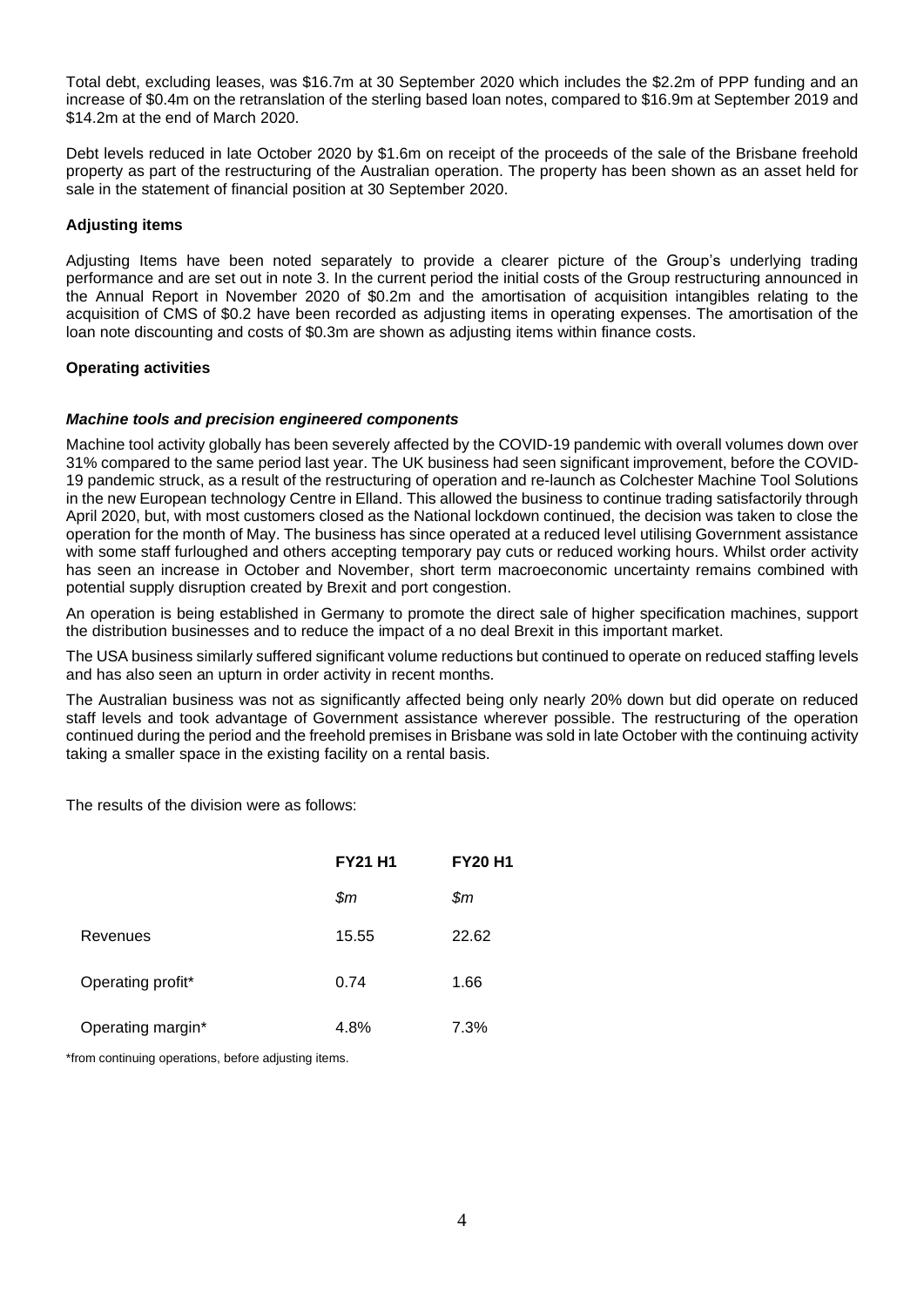Total debt, excluding leases, was $16.7m at 30 September 2020 which includes the $2.2m of PPP funding and an increase of $0.4m on the retranslation of the sterling based loan notes, compared to $16.9m at September 2019 and $14.2m at the end of March 2020.

Debt levels reduced in late October 2020 by $1.6m on receipt of the proceeds of the sale of the Brisbane freehold property as part of the restructuring of the Australian operation. The property has been shown as an asset held for sale in the statement of financial position at 30 September 2020.

**Adjusting items**

Adjusting Items have been noted separately to provide a clearer picture of the Group's underlying trading performance and are set out in note 3. In the current period the initial costs of the Group restructuring announced in the Annual Report in November 2020 of $0.2m and the amortisation of acquisition intangibles relating to the acquisition of CMS of $0.2 have been recorded as adjusting items in operating expenses. The amortisation of the loan note discounting and costs of $0.3m are shown as adjusting items within finance costs.

**Operating activities**

***Machine tools and precision engineered components***

Machine tool activity globally has been severely affected by the COVID-19 pandemic with overall volumes down over 31% compared to the same period last year. The UK business had seen significant improvement, before the COVID-19 pandemic struck, as a result of the restructuring of operation and re-launch as Colchester Machine Tool Solutions in the new European technology Centre in Elland. This allowed the business to continue trading satisfactorily through April 2020, but, with most customers closed as the National lockdown continued, the decision was taken to close the operation for the month of May. The business has since operated at a reduced level utilising Government assistance with some staff furloughed and others accepting temporary pay cuts or reduced working hours. Whilst order activity has seen an increase in October and November, short term macroeconomic uncertainty remains combined with potential supply disruption created by Brexit and port congestion.

An operation is being established in Germany to promote the direct sale of higher specification machines, support the distribution businesses and to reduce the impact of a no deal Brexit in this important market.

The USA business similarly suffered significant volume reductions but continued to operate on reduced staffing levels and has also seen an upturn in order activity in recent months.

The Australian business was not as significantly affected being only nearly 20% down but did operate on reduced staff levels and took advantage of Government assistance wherever possible. The restructuring of the operation continued during the period and the freehold premises in Brisbane was sold in late October with the continuing activity taking a smaller space in the existing facility on a rental basis.

The results of the division were as follows:

| | **FY21 H1** | **FY20 H1** |
|---|---|---|
| | *$m* | *$m* |
| Revenues | 15.55 | 22.62 |
| Operating profit* | 0.74 | 1.66 |
| Operating margin* | 4.8% | 7.3% |

*from continuing operations, before adjusting items.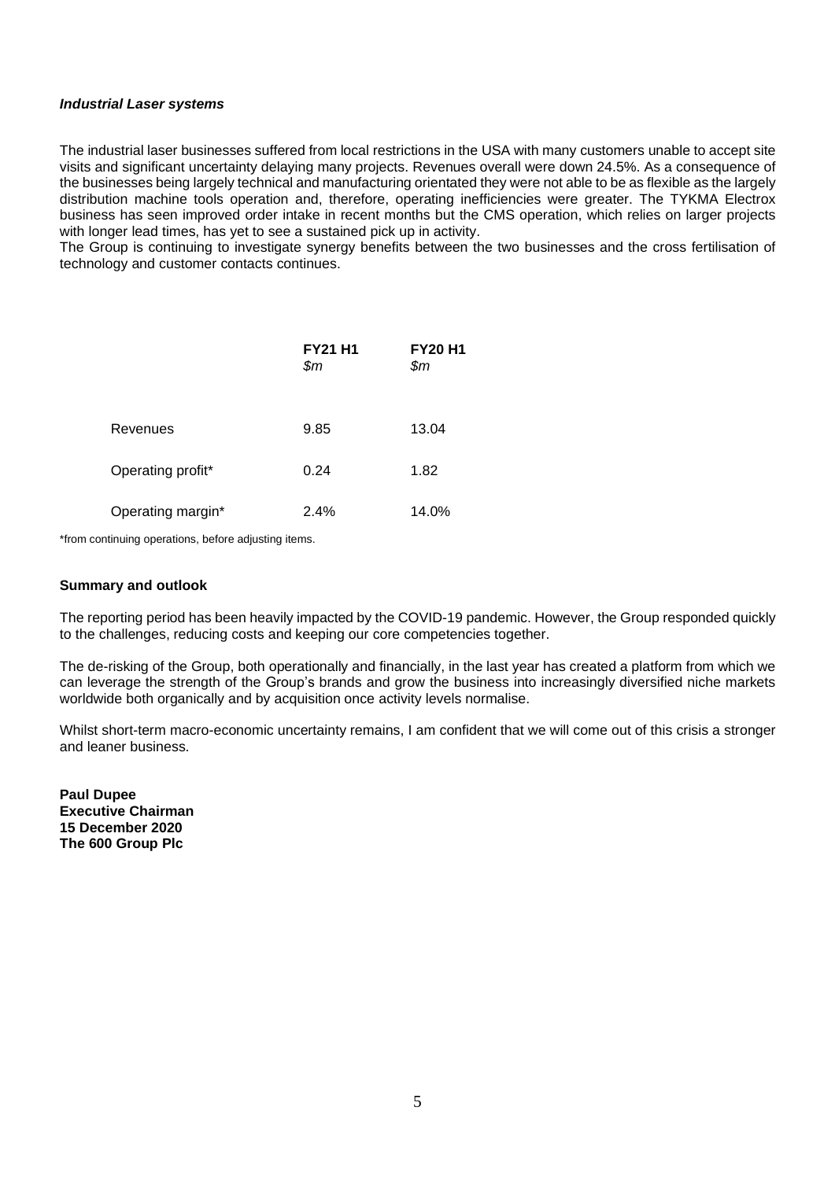***Industrial Laser systems***

The industrial laser businesses suffered from local restrictions in the USA with many customers unable to accept site visits and significant uncertainty delaying many projects. Revenues overall were down 24.5%. As a consequence of the businesses being largely technical and manufacturing orientated they were not able to be as flexible as the largely distribution machine tools operation and, therefore, operating inefficiencies were greater. The TYKMA Electrox business has seen improved order intake in recent months but the CMS operation, which relies on larger projects with longer lead times, has yet to see a sustained pick up in activity.

The Group is continuing to investigate synergy benefits between the two businesses and the cross fertilisation of technology and customer contacts continues.

| | **FY21 H1** *$m* | **FY20 H1** *$m* |
|---|---|---|
| Revenues | 9.85 | 13.04 |
| Operating profit* | 0.24 | 1.82 |
| Operating margin* | 2.4% | 14.0% |

*from continuing operations, before adjusting items.

**Summary and outlook**

The reporting period has been heavily impacted by the COVID-19 pandemic. However, the Group responded quickly to the challenges, reducing costs and keeping our core competencies together.

The de-risking of the Group, both operationally and financially, in the last year has created a platform from which we can leverage the strength of the Group's brands and grow the business into increasingly diversified niche markets worldwide both organically and by acquisition once activity levels normalise.

Whilst short-term macro-economic uncertainty remains, I am confident that we will come out of this crisis a stronger and leaner business.

**Paul Dupee**
**Executive Chairman**
**15 December 2020**
**The 600 Group Plc**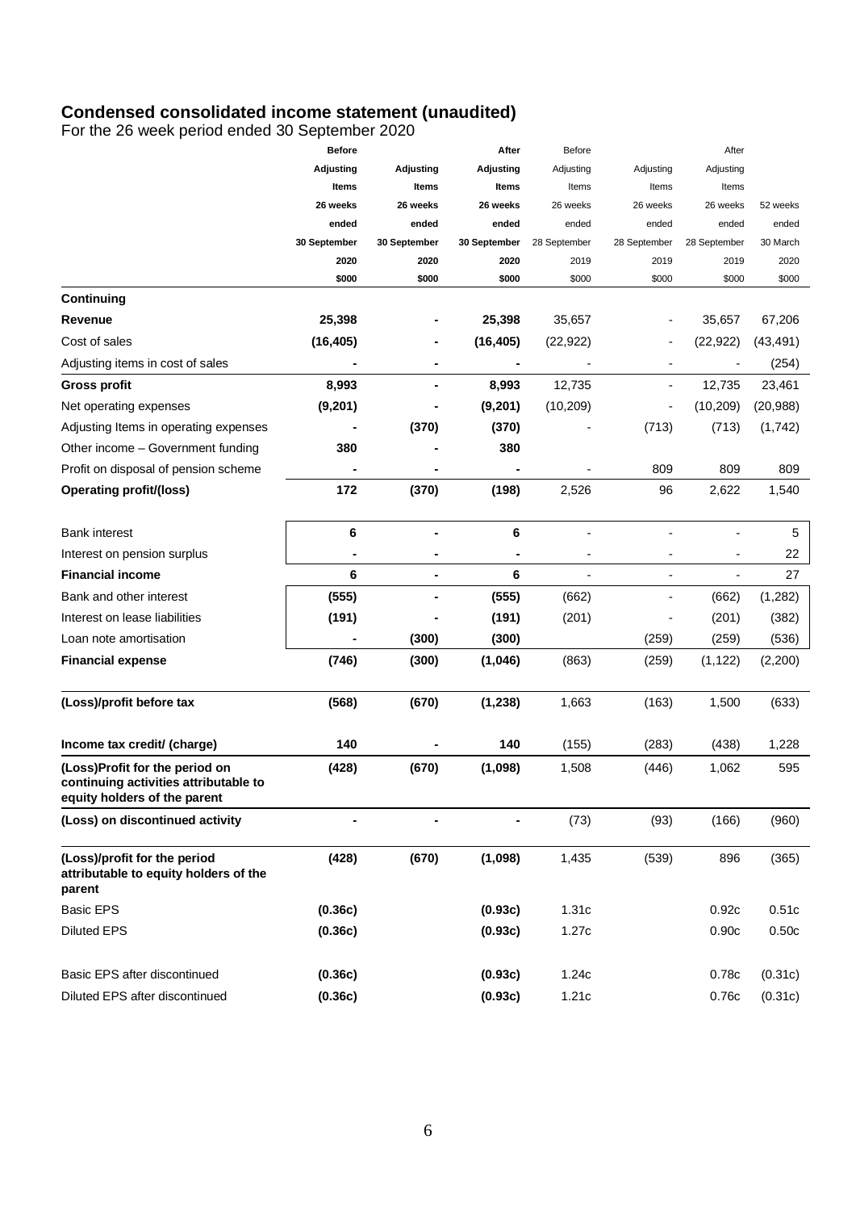## Condensed consolidated income statement (unaudited)

For the 26 week period ended 30 September 2020

| | **Before Adjusting Items 26 weeks ended 30 September 2020 $000** | **Adjusting Items 26 weeks ended 30 September 2020 $000** | **After Adjusting Items 26 weeks ended 30 September 2020 $000** | Before Adjusting Items 26 weeks ended 28 September 2019 $000 | Adjusting Items 26 weeks ended 28 September 2019 $000 | After Adjusting Items 26 weeks ended 28 September 2019 $000 | 52 weeks ended 30 March 2020 $000 |
|---|---|---|---|---|---|---|---|
| **Continuing** | | | | | | | |
| **Revenue** | **25,398** | **-** | **25,398** | 35,657 | - | 35,657 | 67,206 |
| Cost of sales | **(16,405)** | **-** | **(16,405)** | (22,922) | - | (22,922) | (43,491) |
| Adjusting items in cost of sales | **-** | **-** | **-** | - | - | - | (254) |
| **Gross profit** | **8,993** | **-** | **8,993** | 12,735 | - | 12,735 | 23,461 |
| Net operating expenses | **(9,201)** | **-** | **(9,201)** | (10,209) | - | (10,209) | (20,988) |
| Adjusting Items in operating expenses | **-** | **(370)** | **(370)** | - | (713) | (713) | (1,742) |
| Other income – Government funding | **380** | **-** | **380** | | | | |
| Profit on disposal of pension scheme | **-** | **-** | **-** | - | 809 | 809 | 809 |
| **Operating profit/(loss)** | **172** | **(370)** | **(198)** | 2,526 | 96 | 2,622 | 1,540 |
| Bank interest | **6** | **-** | **6** | - | - | - | 5 |
| Interest on pension surplus | **-** | **-** | **-** | - | - | - | 22 |
| **Financial income** | **6** | **-** | **6** | - | - | - | 27 |
| Bank and other interest | **(555)** | **-** | **(555)** | (662) | - | (662) | (1,282) |
| Interest on lease liabilities | **(191)** | **-** | **(191)** | (201) | - | (201) | (382) |
| Loan note amortisation | **-** | **(300)** | **(300)** | | (259) | (259) | (536) |
| **Financial expense** | **(746)** | **(300)** | **(1,046)** | (863) | (259) | (1,122) | (2,200) |
| **(Loss)/profit before tax** | **(568)** | **(670)** | **(1,238)** | 1,663 | (163) | 1,500 | (633) |
| **Income tax credit/ (charge)** | **140** | **-** | **140** | (155) | (283) | (438) | 1,228 |
| **(Loss)Profit for the period on continuing activities attributable to equity holders of the parent** | **(428)** | **(670)** | **(1,098)** | 1,508 | (446) | 1,062 | 595 |
| **(Loss) on discontinued activity** | **-** | **-** | **-** | (73) | (93) | (166) | (960) |
| **(Loss)/profit for the period attributable to equity holders of the parent** | **(428)** | **(670)** | **(1,098)** | 1,435 | (539) | 896 | (365) |
| Basic EPS | **(0.36c)** | | **(0.93c)** | 1.31c | | 0.92c | 0.51c |
| Diluted EPS | **(0.36c)** | | **(0.93c)** | 1.27c | | 0.90c | 0.50c |
| Basic EPS after discontinued | **(0.36c)** | | **(0.93c)** | 1.24c | | 0.78c | (0.31c) |
| Diluted EPS after discontinued | **(0.36c)** | | **(0.93c)** | 1.21c | | 0.76c | (0.31c) |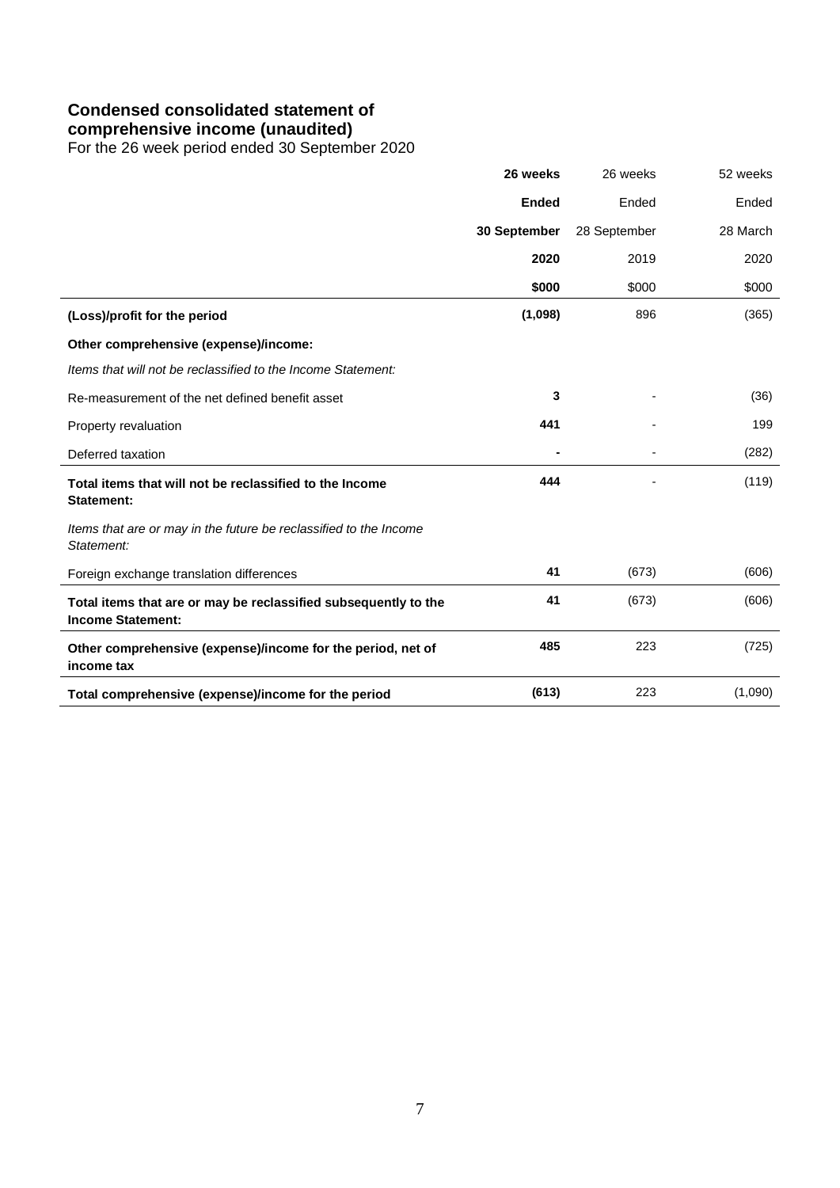## Condensed consolidated statement of comprehensive income (unaudited)

For the 26 week period ended 30 September 2020

| | **26 weeks Ended 30 September 2020 $000** | 26 weeks Ended 28 September 2019 $000 | 52 weeks Ended 28 March 2020 $000 |
|---|---|---|---|
| **(Loss)/profit for the period** | **(1,098)** | 896 | (365) |
| **Other comprehensive (expense)/income:** | | | |
| *Items that will not be reclassified to the Income Statement:* | | | |
| Re-measurement of the net defined benefit asset | **3** | - | (36) |
| Property revaluation | **441** | - | 199 |
| Deferred taxation | **-** | - | (282) |
| **Total items that will not be reclassified to the Income Statement:** | **444** | - | (119) |
| *Items that are or may in the future be reclassified to the Income Statement:* | | | |
| Foreign exchange translation differences | **41** | (673) | (606) |
| **Total items that are or may be reclassified subsequently to the Income Statement:** | **41** | (673) | (606) |
| **Other comprehensive (expense)/income for the period, net of income tax** | **485** | 223 | (725) |
| **Total comprehensive (expense)/income for the period** | **(613)** | 223 | (1,090) |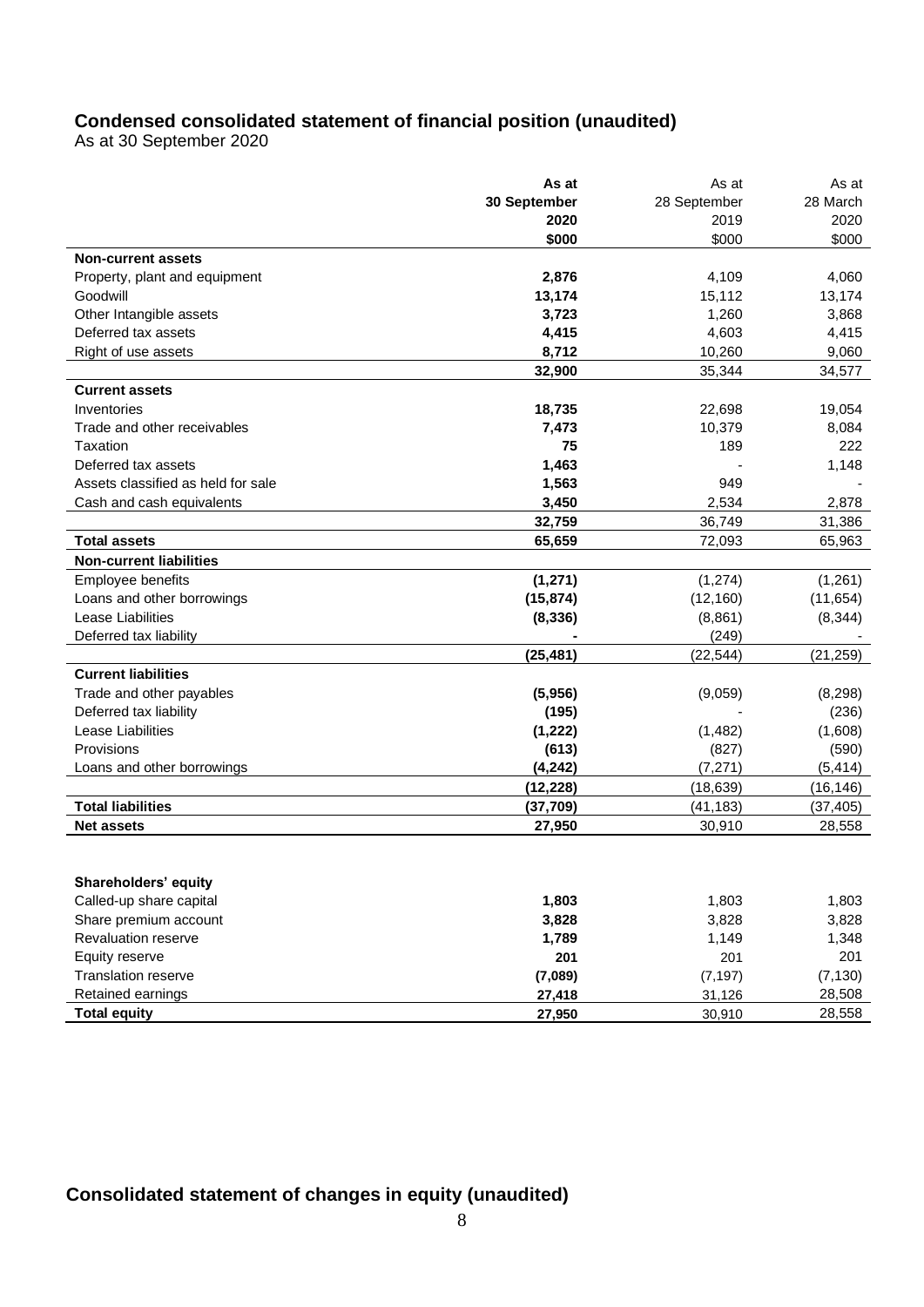## Condensed consolidated statement of financial position (unaudited)

As at 30 September 2020

| | As at 30 September 2020 | As at 28 September 2019 | As at 28 March 2020 |
|---|---|---|---|
| | **$000** | $000 | $000 |
| **Non-current assets** | | | |
| Property, plant and equipment | **2,876** | 4,109 | 4,060 |
| Goodwill | **13,174** | 15,112 | 13,174 |
| Other Intangible assets | **3,723** | 1,260 | 3,868 |
| Deferred tax assets | **4,415** | 4,603 | 4,415 |
| Right of use assets | **8,712** | 10,260 | 9,060 |
| | **32,900** | 35,344 | 34,577 |
| **Current assets** | | | |
| Inventories | **18,735** | 22,698 | 19,054 |
| Trade and other receivables | **7,473** | 10,379 | 8,084 |
| Taxation | **75** | 189 | 222 |
| Deferred tax assets | **1,463** | - | 1,148 |
| Assets classified as held for sale | **1,563** | 949 | - |
| Cash and cash equivalents | **3,450** | 2,534 | 2,878 |
| | **32,759** | 36,749 | 31,386 |
| **Total assets** | **65,659** | 72,093 | 65,963 |
| **Non-current liabilities** | | | |
| Employee benefits | **(1,271)** | (1,274) | (1,261) |
| Loans and other borrowings | **(15,874)** | (12,160) | (11,654) |
| Lease Liabilities | **(8,336)** | (8,861) | (8,344) |
| Deferred tax liability | **-** | (249) | - |
| | **(25,481)** | (22,544) | (21,259) |
| **Current liabilities** | | | |
| Trade and other payables | **(5,956)** | (9,059) | (8,298) |
| Deferred tax liability | **(195)** | - | (236) |
| Lease Liabilities | **(1,222)** | (1,482) | (1,608) |
| Provisions | **(613)** | (827) | (590) |
| Loans and other borrowings | **(4,242)** | (7,271) | (5,414) |
| | **(12,228)** | (18,639) | (16,146) |
| **Total liabilities** | **(37,709)** | (41,183) | (37,405) |
| **Net assets** | **27,950** | 30,910 | 28,558 |
| | | | |
| **Shareholders' equity** | | | |
| Called-up share capital | **1,803** | 1,803 | 1,803 |
| Share premium account | **3,828** | 3,828 | 3,828 |
| Revaluation reserve | **1,789** | 1,149 | 1,348 |
| Equity reserve | **201** | 201 | 201 |
| Translation reserve | **(7,089)** | (7,197) | (7,130) |
| Retained earnings | **27,418** | 31,126 | 28,508 |
| **Total equity** | **27,950** | 30,910 | 28,558 |

## Consolidated statement of changes in equity (unaudited)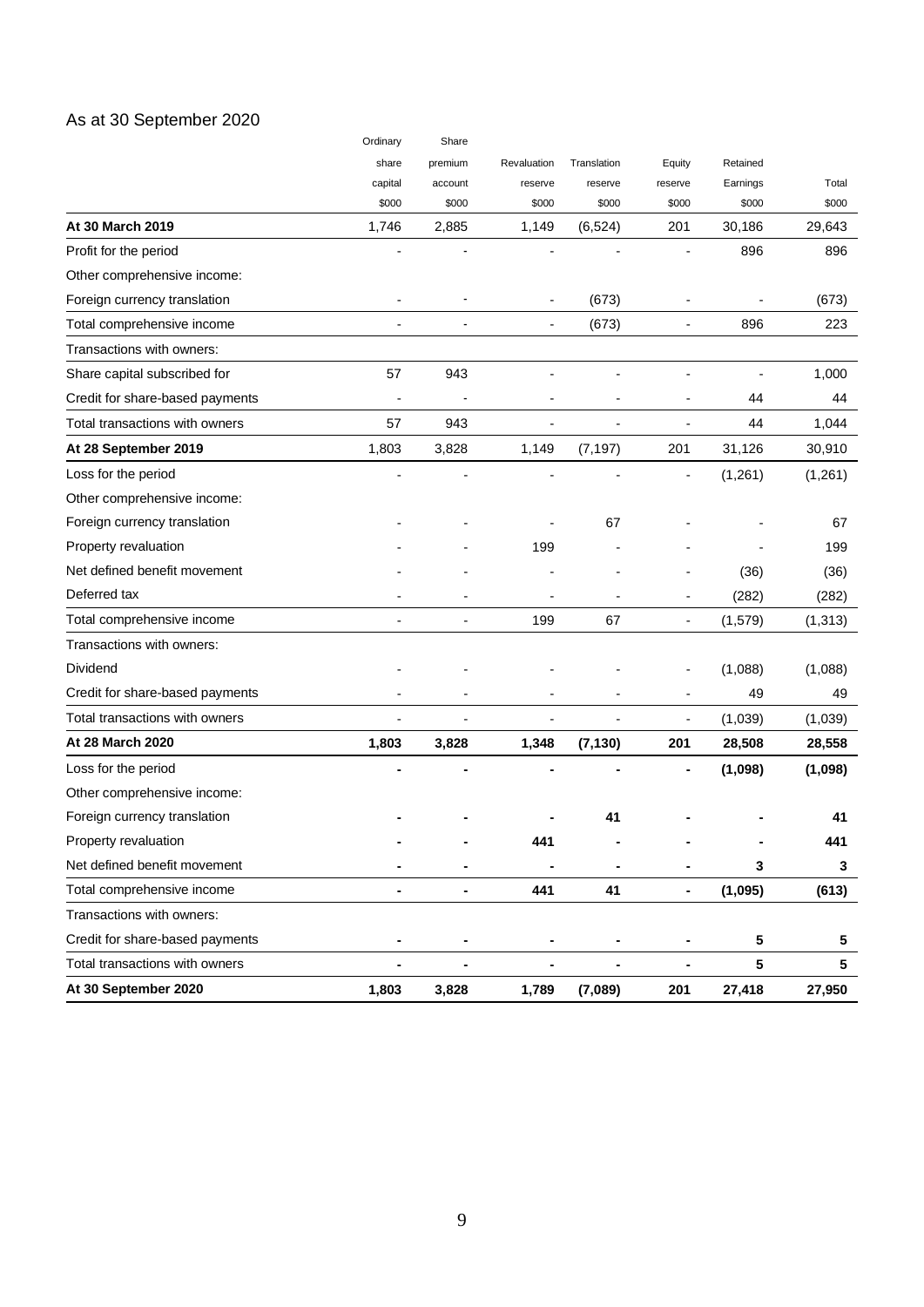As at 30 September 2020

| | Ordinary share capital | Share premium account | Revaluation reserve | Translation reserve | Equity reserve | Retained Earnings | Total |
|---|---|---|---|---|---|---|---|
| | $000 | $000 | $000 | $000 | $000 | $000 | $000 |
| **At 30 March 2019** | 1,746 | 2,885 | 1,149 | (6,524) | 201 | 30,186 | 29,643 |
| Profit for the period | - | - | - | - | - | 896 | 896 |
| Other comprehensive income: | | | | | | | |
| Foreign currency translation | - | - | - | (673) | - | - | (673) |
| Total comprehensive income | - | - | - | (673) | - | 896 | 223 |
| Transactions with owners: | | | | | | | |
| Share capital subscribed for | 57 | 943 | - | - | - | - | 1,000 |
| Credit for share-based payments | - | - | - | - | - | 44 | 44 |
| Total transactions with owners | 57 | 943 | - | - | - | 44 | 1,044 |
| **At 28 September 2019** | 1,803 | 3,828 | 1,149 | (7,197) | 201 | 31,126 | 30,910 |
| Loss for the period | - | - | - | - | - | (1,261) | (1,261) |
| Other comprehensive income: | | | | | | | |
| Foreign currency translation | - | - | - | 67 | - | - | 67 |
| Property revaluation | - | - | 199 | - | - | - | 199 |
| Net defined benefit movement | - | - | - | - | - | (36) | (36) |
| Deferred tax | - | - | - | - | - | (282) | (282) |
| Total comprehensive income | - | - | 199 | 67 | - | (1,579) | (1,313) |
| Transactions with owners: | | | | | | | |
| Dividend | - | - | - | - | - | (1,088) | (1,088) |
| Credit for share-based payments | - | - | - | - | - | 49 | 49 |
| Total transactions with owners | - | - | - | - | - | (1,039) | (1,039) |
| **At 28 March 2020** | **1,803** | **3,828** | **1,348** | **(7,130)** | **201** | **28,508** | **28,558** |
| Loss for the period | **-** | **-** | **-** | **-** | **-** | **(1,098)** | **(1,098)** |
| Other comprehensive income: | | | | | | | |
| Foreign currency translation | **-** | **-** | **-** | **41** | **-** | **-** | **41** |
| Property revaluation | **-** | **-** | **441** | **-** | **-** | **-** | **441** |
| Net defined benefit movement | **-** | **-** | **-** | **-** | **-** | **3** | **3** |
| Total comprehensive income | **-** | **-** | **441** | **41** | **-** | **(1,095)** | **(613)** |
| Transactions with owners: | | | | | | | |
| Credit for share-based payments | **-** | **-** | **-** | **-** | **-** | **5** | **5** |
| Total transactions with owners | **-** | **-** | **-** | **-** | **-** | **5** | **5** |
| **At 30 September 2020** | **1,803** | **3,828** | **1,789** | **(7,089)** | **201** | **27,418** | **27,950** |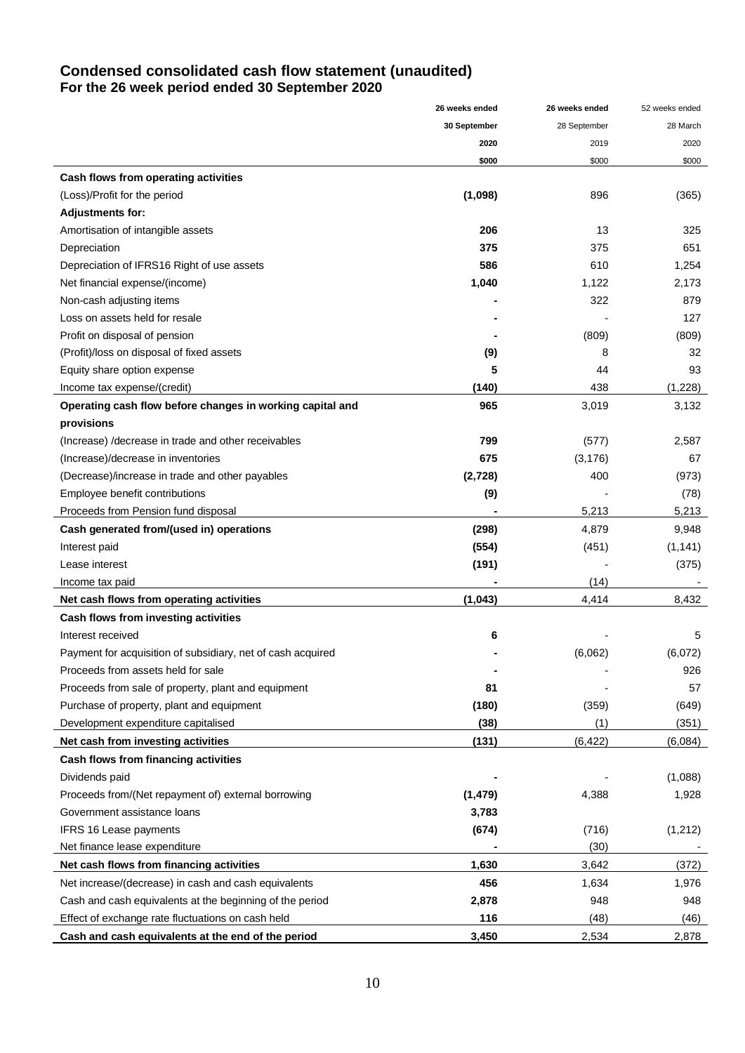## Condensed consolidated cash flow statement (unaudited)
### For the 26 week period ended 30 September 2020

| | 26 weeks ended 30 September 2020 | 26 weeks ended 28 September 2019 | 52 weeks ended 28 March 2020 |
|---|---|---|---|
| | $000 | $000 | $000 |
| **Cash flows from operating activities** | | | |
| (Loss)/Profit for the period | **(1,098)** | 896 | (365) |
| **Adjustments for:** | | | |
| Amortisation of intangible assets | **206** | 13 | 325 |
| Depreciation | **375** | 375 | 651 |
| Depreciation of IFRS16 Right of use assets | **586** | 610 | 1,254 |
| Net financial expense/(income) | **1,040** | 1,122 | 2,173 |
| Non-cash adjusting items | **-** | 322 | 879 |
| Loss on assets held for resale | **-** | - | 127 |
| Profit on disposal of pension | **-** | (809) | (809) |
| (Profit)/loss on disposal of fixed assets | **(9)** | 8 | 32 |
| Equity share option expense | **5** | 44 | 93 |
| Income tax expense/(credit) | **(140)** | 438 | (1,228) |
| **Operating cash flow before changes in working capital and provisions** | **965** | 3,019 | 3,132 |
| (Increase) /decrease in trade and other receivables | **799** | (577) | 2,587 |
| (Increase)/decrease in inventories | **675** | (3,176) | 67 |
| (Decrease)/increase in trade and other payables | **(2,728)** | 400 | (973) |
| Employee benefit contributions | **(9)** | - | (78) |
| Proceeds from Pension fund disposal | **-** | 5,213 | 5,213 |
| **Cash generated from/(used in) operations** | **(298)** | 4,879 | 9,948 |
| Interest paid | **(554)** | (451) | (1,141) |
| Lease interest | **(191)** | - | (375) |
| Income tax paid | **-** | (14) | - |
| **Net cash flows from operating activities** | **(1,043)** | 4,414 | 8,432 |
| **Cash flows from investing activities** | | | |
| Interest received | **6** | - | 5 |
| Payment for acquisition of subsidiary, net of cash acquired | **-** | (6,062) | (6,072) |
| Proceeds from assets held for sale | **-** | - | 926 |
| Proceeds from sale of property, plant and equipment | **81** | - | 57 |
| Purchase of property, plant and equipment | **(180)** | (359) | (649) |
| Development expenditure capitalised | **(38)** | (1) | (351) |
| **Net cash from investing activities** | **(131)** | (6,422) | (6,084) |
| **Cash flows from financing activities** | | | |
| Dividends paid | **-** | - | (1,088) |
| Proceeds from/(Net repayment of) external borrowing | **(1,479)** | 4,388 | 1,928 |
| Government assistance loans | **3,783** | | |
| IFRS 16 Lease payments | **(674)** | (716) | (1,212) |
| Net finance lease expenditure | **-** | (30) | - |
| **Net cash flows from financing activities** | **1,630** | 3,642 | (372) |
| Net increase/(decrease) in cash and cash equivalents | **456** | 1,634 | 1,976 |
| Cash and cash equivalents at the beginning of the period | **2,878** | 948 | 948 |
| Effect of exchange rate fluctuations on cash held | **116** | (48) | (46) |
| **Cash and cash equivalents at the end of the period** | **3,450** | 2,534 | 2,878 |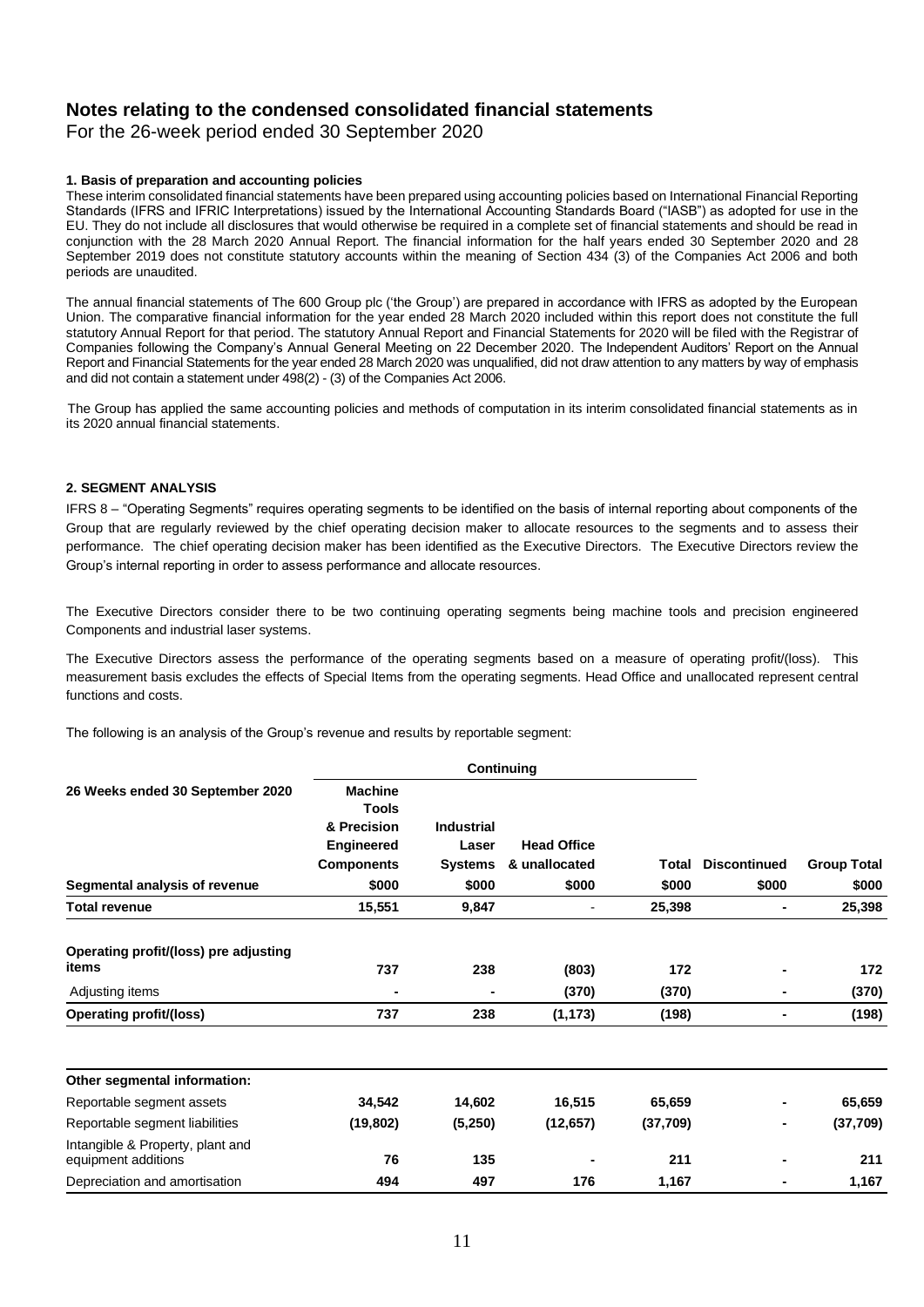# Notes relating to the condensed consolidated financial statements

For the 26-week period ended 30 September 2020

**1. Basis of preparation and accounting policies**

These interim consolidated financial statements have been prepared using accounting policies based on International Financial Reporting Standards (IFRS and IFRIC Interpretations) issued by the International Accounting Standards Board ("IASB") as adopted for use in the EU. They do not include all disclosures that would otherwise be required in a complete set of financial statements and should be read in conjunction with the 28 March 2020 Annual Report. The financial information for the half years ended 30 September 2020 and 28 September 2019 does not constitute statutory accounts within the meaning of Section 434 (3) of the Companies Act 2006 and both periods are unaudited.

The annual financial statements of The 600 Group plc ('the Group') are prepared in accordance with IFRS as adopted by the European Union. The comparative financial information for the year ended 28 March 2020 included within this report does not constitute the full statutory Annual Report for that period. The statutory Annual Report and Financial Statements for 2020 will be filed with the Registrar of Companies following the Company's Annual General Meeting on 22 December 2020. The Independent Auditors' Report on the Annual Report and Financial Statements for the year ended 28 March 2020 was unqualified, did not draw attention to any matters by way of emphasis and did not contain a statement under 498(2) - (3) of the Companies Act 2006.

The Group has applied the same accounting policies and methods of computation in its interim consolidated financial statements as in its 2020 annual financial statements.

**2. SEGMENT ANALYSIS**

IFRS 8 – "Operating Segments" requires operating segments to be identified on the basis of internal reporting about components of the Group that are regularly reviewed by the chief operating decision maker to allocate resources to the segments and to assess their performance. The chief operating decision maker has been identified as the Executive Directors. The Executive Directors review the Group's internal reporting in order to assess performance and allocate resources.

The Executive Directors consider there to be two continuing operating segments being machine tools and precision engineered Components and industrial laser systems.

The Executive Directors assess the performance of the operating segments based on a measure of operating profit/(loss). This measurement basis excludes the effects of Special Items from the operating segments. Head Office and unallocated represent central functions and costs.

The following is an analysis of the Group's revenue and results by reportable segment:

| | Continuing | | | | | |
|---|---|---|---|---|---|---|
| **26 Weeks ended 30 September 2020** | **Machine Tools & Precision Engineered Components** | **Industrial Laser Systems** | **Head Office & unallocated** | **Total** | **Discontinued** | **Group Total** |
| **Segmental analysis of revenue** | **$000** | **$000** | **$000** | **$000** | **$000** | **$000** |
| **Total revenue** | **15,551** | **9,847** | - | **25,398** | **-** | **25,398** |
| **Operating profit/(loss) pre adjusting items** | **737** | **238** | **(803)** | **172** | **-** | **172** |
| Adjusting items | **-** | **-** | **(370)** | **(370)** | **-** | **(370)** |
| **Operating profit/(loss)** | **737** | **238** | **(1,173)** | **(198)** | **-** | **(198)** |
| **Other segmental information:** | | | | | | |
| Reportable segment assets | **34,542** | **14,602** | **16,515** | **65,659** | **-** | **65,659** |
| Reportable segment liabilities | **(19,802)** | **(5,250)** | **(12,657)** | **(37,709)** | **-** | **(37,709)** |
| Intangible & Property, plant and equipment additions | **76** | **135** | **-** | **211** | **-** | **211** |
| Depreciation and amortisation | **494** | **497** | **176** | **1,167** | **-** | **1,167** |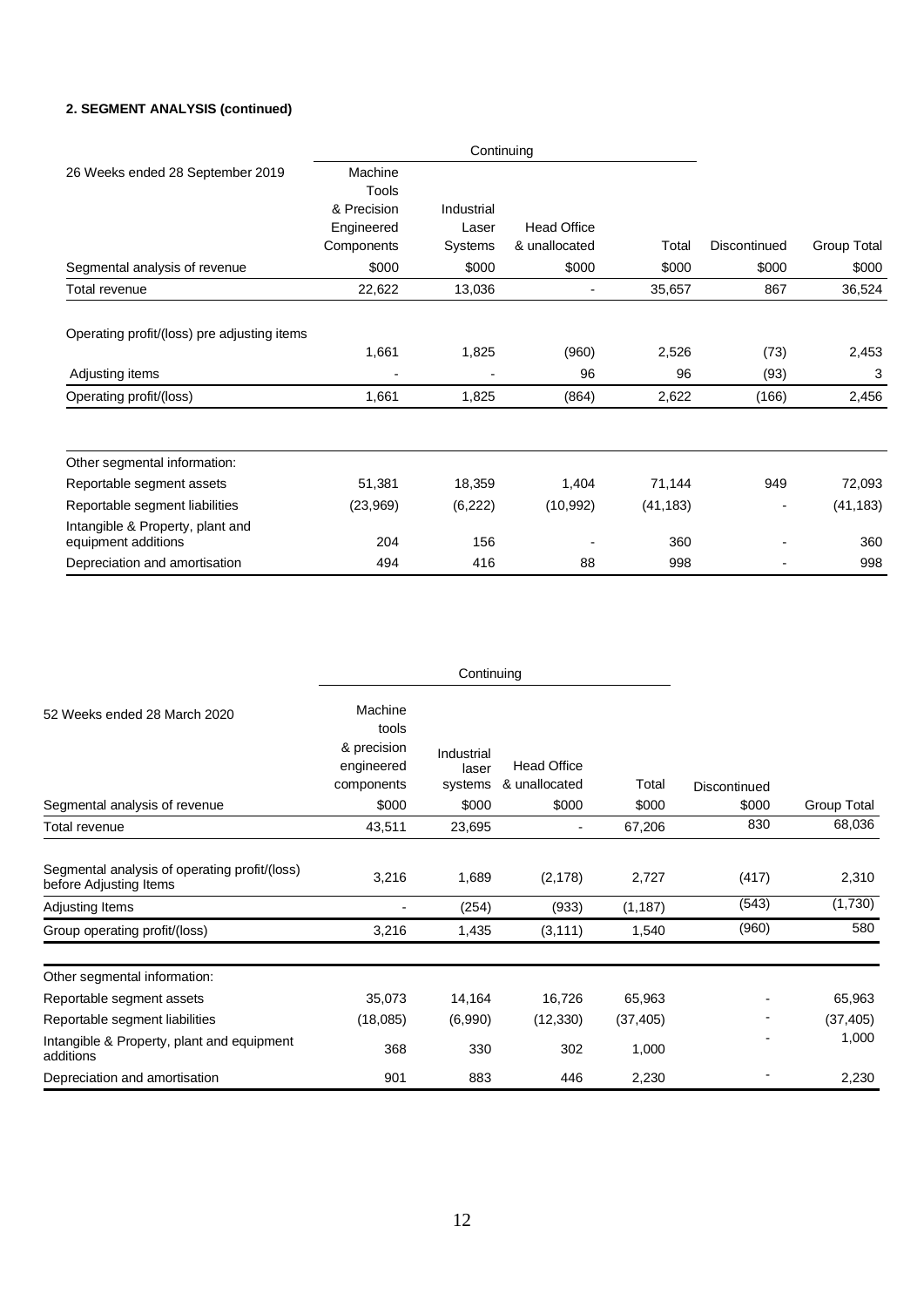**2. SEGMENT ANALYSIS (continued)**

| 26 Weeks ended 28 September 2019 | Continuing | | | | | |
|---|---|---|---|---|---|---|
| | Machine Tools & Precision Engineered Components | Industrial Laser Systems | Head Office & unallocated | Total | Discontinued | Group Total |
| Segmental analysis of revenue | $000 | $000 | $000 | $000 | $000 | $000 |
| Total revenue | 22,622 | 13,036 | - | 35,657 | 867 | 36,524 |
| Operating profit/(loss) pre adjusting items | 1,661 | 1,825 | (960) | 2,526 | (73) | 2,453 |
| Adjusting items | - | - | 96 | 96 | (93) | 3 |
| Operating profit/(loss) | 1,661 | 1,825 | (864) | 2,622 | (166) | 2,456 |
| Other segmental information: | | | | | | |
| Reportable segment assets | 51,381 | 18,359 | 1,404 | 71,144 | 949 | 72,093 |
| Reportable segment liabilities | (23,969) | (6,222) | (10,992) | (41,183) | - | (41,183) |
| Intangible & Property, plant and equipment additions | 204 | 156 | - | 360 | - | 360 |
| Depreciation and amortisation | 494 | 416 | 88 | 998 | - | 998 |

| 52 Weeks ended 28 March 2020 | Continuing | | | | | |
|---|---|---|---|---|---|---|
| | Machine tools & precision engineered components | Industrial laser systems | Head Office & unallocated | Total | Discontinued | |
| Segmental analysis of revenue | $000 | $000 | $000 | $000 | $000 | Group Total |
| Total revenue | 43,511 | 23,695 | - | 67,206 | 830 | 68,036 |
| Segmental analysis of operating profit/(loss) before Adjusting Items | 3,216 | 1,689 | (2,178) | 2,727 | (417) | 2,310 |
| Adjusting Items | - | (254) | (933) | (1,187) | (543) | (1,730) |
| Group operating profit/(loss) | 3,216 | 1,435 | (3,111) | 1,540 | (960) | 580 |
| Other segmental information: | | | | | | |
| Reportable segment assets | 35,073 | 14,164 | 16,726 | 65,963 | - | 65,963 |
| Reportable segment liabilities | (18,085) | (6,990) | (12,330) | (37,405) | - | (37,405) |
| Intangible & Property, plant and equipment additions | 368 | 330 | 302 | 1,000 | - | 1,000 |
| Depreciation and amortisation | 901 | 883 | 446 | 2,230 | - | 2,230 |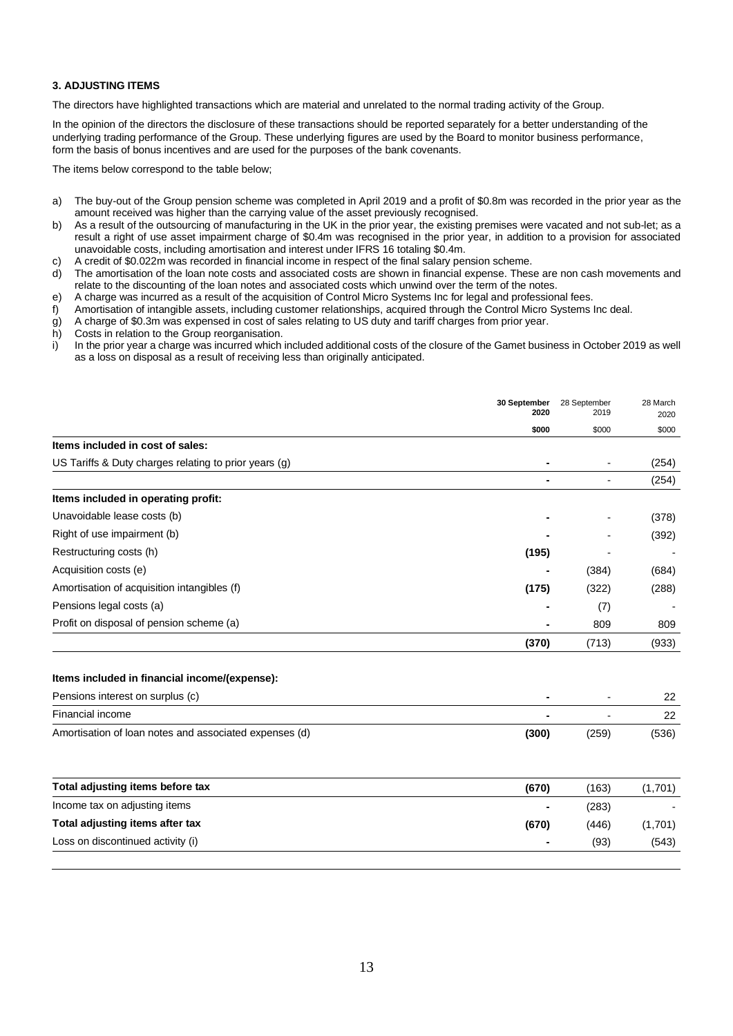### 3. ADJUSTING ITEMS

The directors have highlighted transactions which are material and unrelated to the normal trading activity of the Group.

In the opinion of the directors the disclosure of these transactions should be reported separately for a better understanding of the underlying trading performance of the Group. These underlying figures are used by the Board to monitor business performance, form the basis of bonus incentives and are used for the purposes of the bank covenants.

The items below correspond to the table below;

a) The buy-out of the Group pension scheme was completed in April 2019 and a profit of $0.8m was recorded in the prior year as the amount received was higher than the carrying value of the asset previously recognised.
b) As a result of the outsourcing of manufacturing in the UK in the prior year, the existing premises were vacated and not sub-let; as a result a right of use asset impairment charge of $0.4m was recognised in the prior year, in addition to a provision for associated unavoidable costs, including amortisation and interest under IFRS 16 totaling $0.4m.
c) A credit of $0.022m was recorded in financial income in respect of the final salary pension scheme.
d) The amortisation of the loan note costs and associated costs are shown in financial expense. These are non cash movements and relate to the discounting of the loan notes and associated costs which unwind over the term of the notes.
e) A charge was incurred as a result of the acquisition of Control Micro Systems Inc for legal and professional fees.
f) Amortisation of intangible assets, including customer relationships, acquired through the Control Micro Systems Inc deal.
g) A charge of $0.3m was expensed in cost of sales relating to US duty and tariff charges from prior year.
h) Costs in relation to the Group reorganisation.
i) In the prior year a charge was incurred which included additional costs of the closure of the Gamet business in October 2019 as well as a loss on disposal as a result of receiving less than originally anticipated.

| | **30 September 2020** | 28 September 2019 | 28 March 2020 |
|---|---|---|---|
| | **$000** | $000 | $000 |
| **Items included in cost of sales:** | | | |
| US Tariffs & Duty charges relating to prior years (g) | **-** | - | (254) |
| | **-** | - | (254) |
| **Items included in operating profit:** | | | |
| Unavoidable lease costs (b) | **-** | - | (378) |
| Right of use impairment (b) | **-** | - | (392) |
| Restructuring costs (h) | **(195)** | - | - |
| Acquisition costs (e) | **-** | (384) | (684) |
| Amortisation of acquisition intangibles (f) | **(175)** | (322) | (288) |
| Pensions legal costs (a) | **-** | (7) | - |
| Profit on disposal of pension scheme (a) | **-** | 809 | 809 |
| | **(370)** | (713) | (933) |
| **Items included in financial income/(expense):** | | | |
| Pensions interest on surplus (c) | **-** | - | 22 |
| Financial income | **-** | - | 22 |
| Amortisation of loan notes and associated expenses (d) | **(300)** | (259) | (536) |
| **Total adjusting items before tax** | **(670)** | (163) | (1,701) |
| Income tax on adjusting items | **-** | (283) | - |
| **Total adjusting items after tax** | **(670)** | (446) | (1,701) |
| Loss on discontinued activity (i) | **-** | (93) | (543) |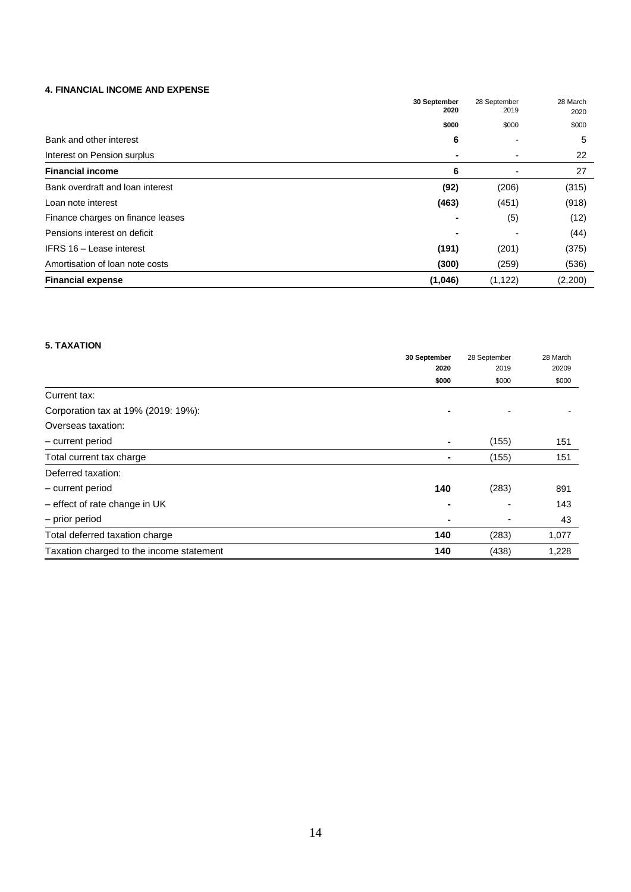### 4. FINANCIAL INCOME AND EXPENSE

| | **30 September 2020** | 28 September 2019 | 28 March 2020 |
|---|---|---|---|
| | **\$000** | \$000 | \$000 |
| Bank and other interest | **6** | - | 5 |
| Interest on Pension surplus | **-** | - | 22 |
| **Financial income** | **6** | - | 27 |
| Bank overdraft and loan interest | **(92)** | (206) | (315) |
| Loan note interest | **(463)** | (451) | (918) |
| Finance charges on finance leases | **-** | (5) | (12) |
| Pensions interest on deficit | **-** | - | (44) |
| IFRS 16 – Lease interest | **(191)** | (201) | (375) |
| Amortisation of loan note costs | **(300)** | (259) | (536) |
| **Financial expense** | **(1,046)** | (1,122) | (2,200) |

### 5. TAXATION

| | **30 September 2020** | 28 September 2019 | 28 March 20209 |
|---|---|---|---|
| | **\$000** | \$000 | \$000 |
| Current tax: | | | |
| Corporation tax at 19% (2019: 19%): | **-** | - | - |
| Overseas taxation: | | | |
| – current period | **-** | (155) | 151 |
| Total current tax charge | **-** | (155) | 151 |
| Deferred taxation: | | | |
| – current period | **140** | (283) | 891 |
| – effect of rate change in UK | **-** | - | 143 |
| – prior period | **-** | - | 43 |
| Total deferred taxation charge | **140** | (283) | 1,077 |
| Taxation charged to the income statement | **140** | (438) | 1,228 |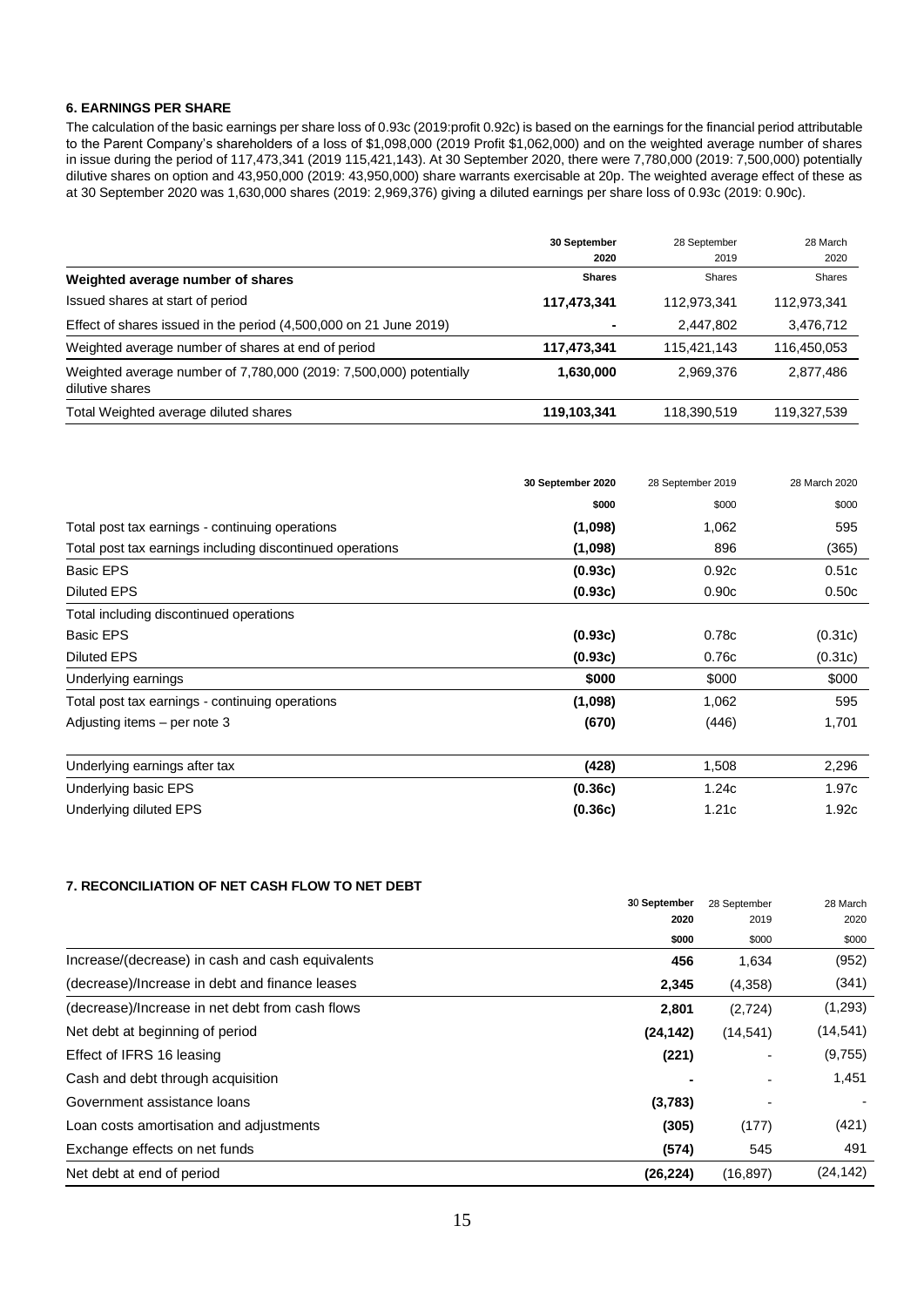### 6. EARNINGS PER SHARE

The calculation of the basic earnings per share loss of 0.93c (2019:profit 0.92c) is based on the earnings for the financial period attributable to the Parent Company's shareholders of a loss of $1,098,000 (2019 Profit $1,062,000) and on the weighted average number of shares in issue during the period of 117,473,341 (2019 115,421,143). At 30 September 2020, there were 7,780,000 (2019: 7,500,000) potentially dilutive shares on option and 43,950,000 (2019: 43,950,000) share warrants exercisable at 20p. The weighted average effect of these as at 30 September 2020 was 1,630,000 shares (2019: 2,969,376) giving a diluted earnings per share loss of 0.93c (2019: 0.90c).

| | 30 September 2020 | 28 September 2019 | 28 March 2020 |
|---|---|---|---|
| **Weighted average number of shares** | **Shares** | Shares | Shares |
| Issued shares at start of period | **117,473,341** | 112,973,341 | 112,973,341 |
| Effect of shares issued in the period (4,500,000 on 21 June 2019) | **-** | 2,447,802 | 3,476,712 |
| Weighted average number of shares at end of period | **117,473,341** | 115,421,143 | 116,450,053 |
| Weighted average number of 7,780,000 (2019: 7,500,000) potentially dilutive shares | **1,630,000** | 2,969,376 | 2,877,486 |
| Total Weighted average diluted shares | **119,103,341** | 118,390,519 | 119,327,539 |

| | 30 September 2020 | 28 September 2019 | 28 March 2020 |
|---|---|---|---|
| | **$000** | $000 | $000 |
| Total post tax earnings - continuing operations | **(1,098)** | 1,062 | 595 |
| Total post tax earnings including discontinued operations | **(1,098)** | 896 | (365) |
| Basic EPS | **(0.93c)** | 0.92c | 0.51c |
| Diluted EPS | **(0.93c)** | 0.90c | 0.50c |
| Total including discontinued operations | | | |
| Basic EPS | **(0.93c)** | 0.78c | (0.31c) |
| Diluted EPS | **(0.93c)** | 0.76c | (0.31c) |
| Underlying earnings | **$000** | $000 | $000 |
| Total post tax earnings - continuing operations | **(1,098)** | 1,062 | 595 |
| Adjusting items – per note 3 | **(670)** | (446) | 1,701 |
| Underlying earnings after tax | **(428)** | 1,508 | 2,296 |
| Underlying basic EPS | **(0.36c)** | 1.24c | 1.97c |
| Underlying diluted EPS | **(0.36c)** | 1.21c | 1.92c |

### 7. RECONCILIATION OF NET CASH FLOW TO NET DEBT

| | 30 September 2020 | 28 September 2019 | 28 March 2020 |
|---|---|---|---|
| | **$000** | $000 | $000 |
| Increase/(decrease) in cash and cash equivalents | **456** | 1,634 | (952) |
| (decrease)/Increase in debt and finance leases | **2,345** | (4,358) | (341) |
| (decrease)/Increase in net debt from cash flows | **2,801** | (2,724) | (1,293) |
| Net debt at beginning of period | **(24,142)** | (14,541) | (14,541) |
| Effect of IFRS 16 leasing | **(221)** | - | (9,755) |
| Cash and debt through acquisition | **-** | - | 1,451 |
| Government assistance loans | **(3,783)** | - | - |
| Loan costs amortisation and adjustments | **(305)** | (177) | (421) |
| Exchange effects on net funds | **(574)** | 545 | 491 |
| Net debt at end of period | **(26,224)** | (16,897) | (24,142) |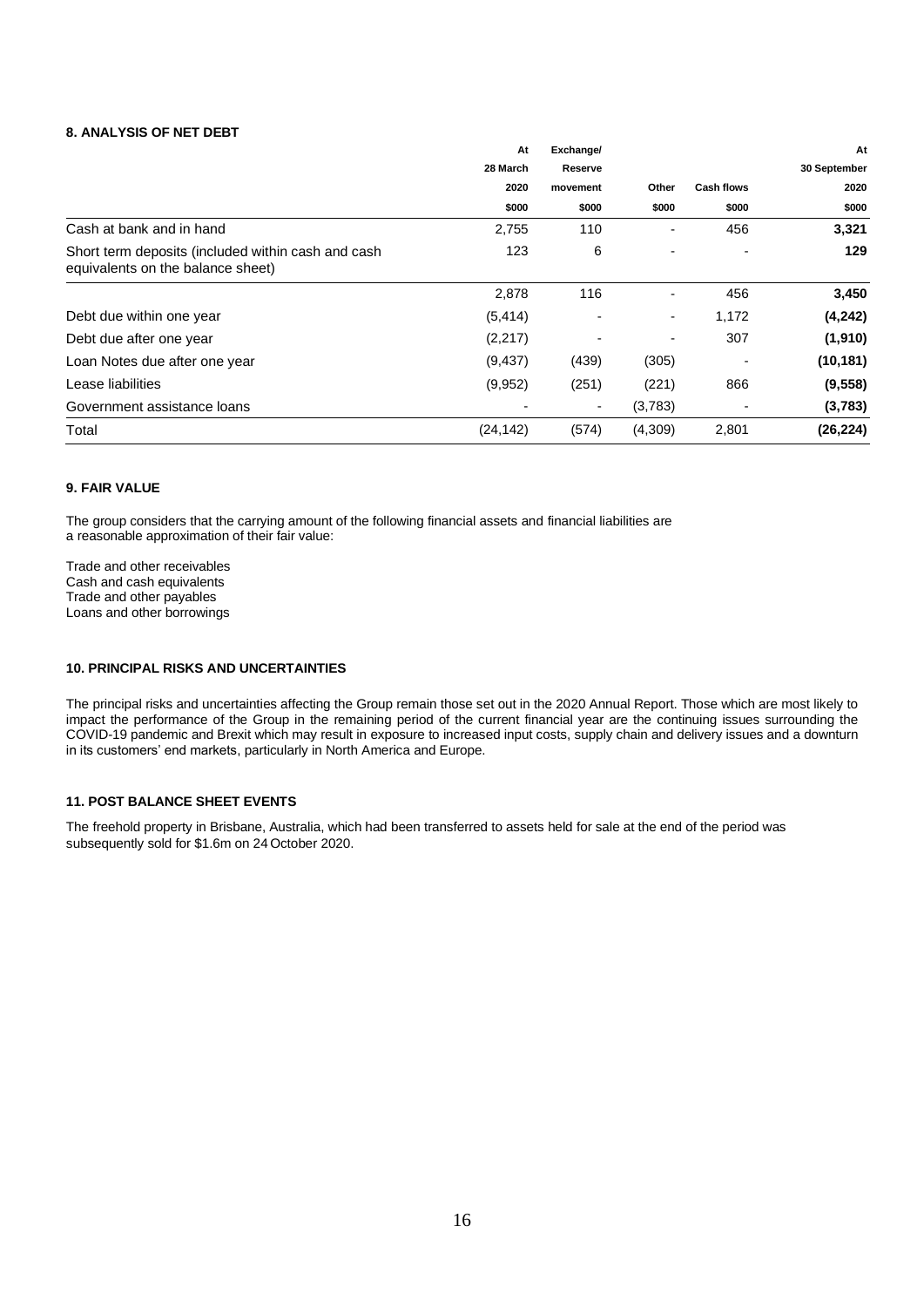**8. ANALYSIS OF NET DEBT**

| | At 28 March 2020 $000 | Exchange/ Reserve movement $000 | Other $000 | Cash flows $000 | At 30 September 2020 $000 |
|---|---|---|---|---|---|
| Cash at bank and in hand | 2,755 | 110 | - | 456 | **3,321** |
| Short term deposits (included within cash and cash equivalents on the balance sheet) | 123 | 6 | - | - | **129** |
| | 2,878 | 116 | - | 456 | **3,450** |
| Debt due within one year | (5,414) | - | - | 1,172 | **(4,242)** |
| Debt due after one year | (2,217) | - | - | 307 | **(1,910)** |
| Loan Notes due after one year | (9,437) | (439) | (305) | - | **(10,181)** |
| Lease liabilities | (9,952) | (251) | (221) | 866 | **(9,558)** |
| Government assistance loans | - | - | (3,783) | - | **(3,783)** |
| Total | (24,142) | (574) | (4,309) | 2,801 | **(26,224)** |

**9. FAIR VALUE**

The group considers that the carrying amount of the following financial assets and financial liabilities are a reasonable approximation of their fair value:

Trade and other receivables
Cash and cash equivalents
Trade and other payables
Loans and other borrowings

**10. PRINCIPAL RISKS AND UNCERTAINTIES**

The principal risks and uncertainties affecting the Group remain those set out in the 2020 Annual Report. Those which are most likely to impact the performance of the Group in the remaining period of the current financial year are the continuing issues surrounding the COVID-19 pandemic and Brexit which may result in exposure to increased input costs, supply chain and delivery issues and a downturn in its customers' end markets, particularly in North America and Europe.

**11. POST BALANCE SHEET EVENTS**

The freehold property in Brisbane, Australia, which had been transferred to assets held for sale at the end of the period was subsequently sold for $1.6m on 24 October 2020.